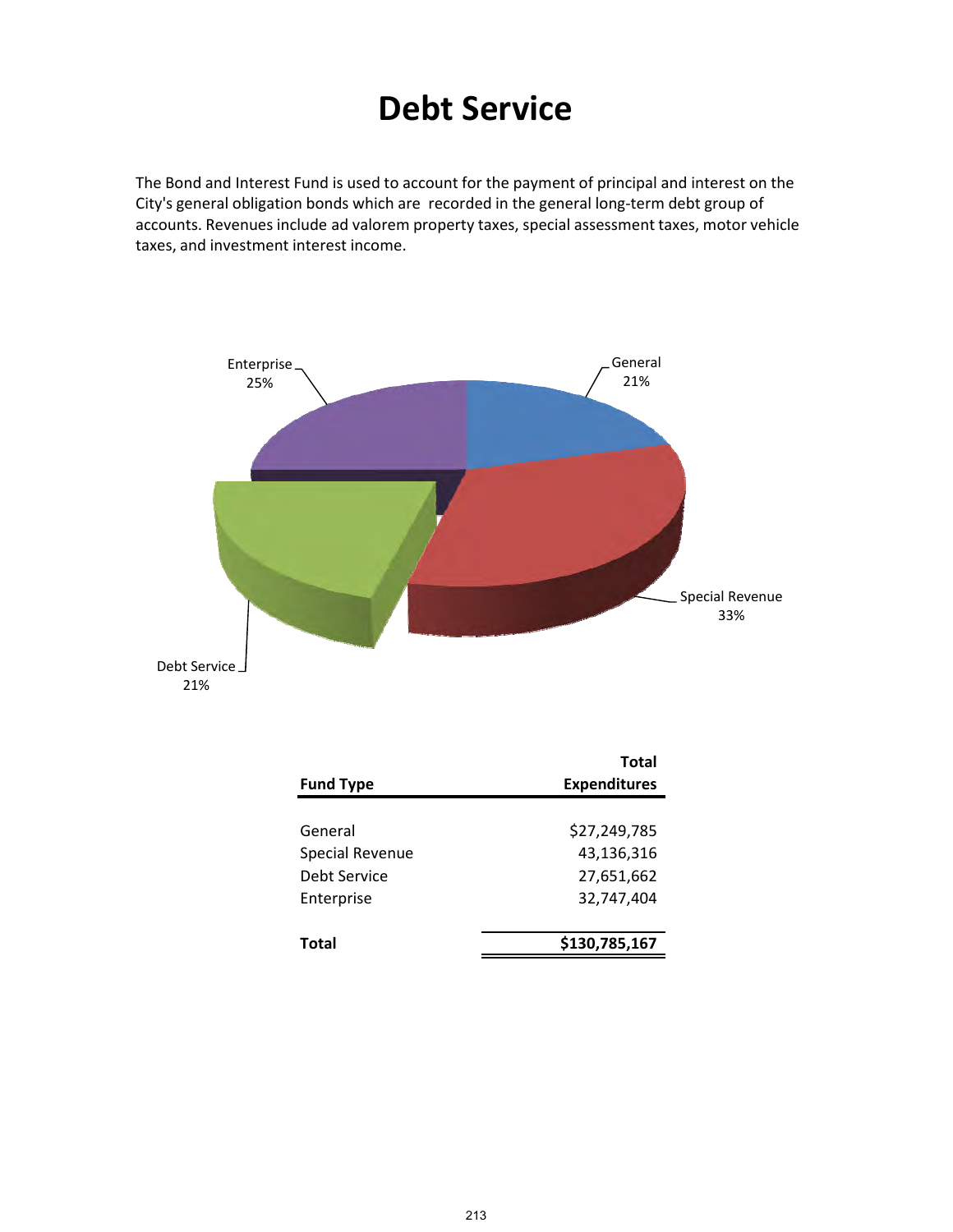# Debt Service

The Bond and Interest Fund is used to account for the payment of principal and interest on the City's general obligation bonds which are recorded in the general long-term debt group of accounts. Revenues include ad valorem property taxes, special assessment taxes, motor vehicle taxes, and investment interest income.

Enterprise 25%
General 21%
Special Revenue 33%
Debt Service 21%

| Fund Type | Total Expenditures |
|---|---:|
| General | $27,249,785 |
| Special Revenue | 43,136,316 |
| Debt Service | 27,651,662 |
| Enterprise | 32,747,404 |
| **Total** | **$130,785,167** |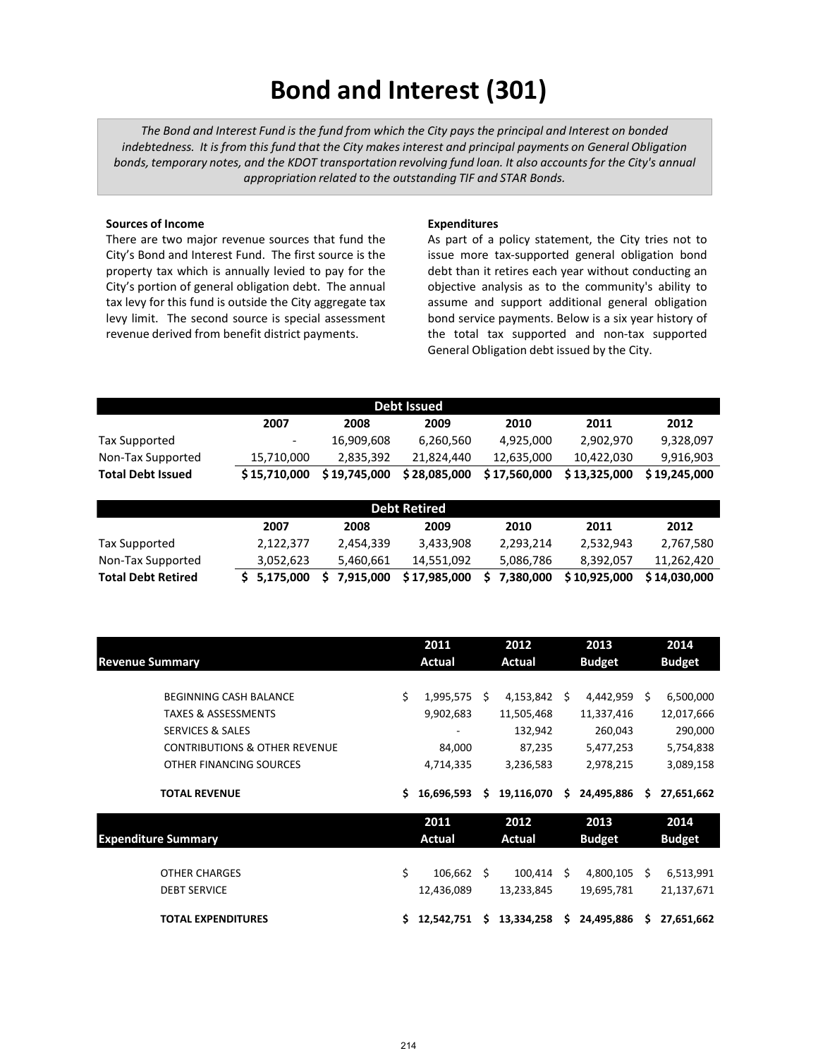# Bond and Interest (301)

*The Bond and Interest Fund is the fund from which the City pays the principal and Interest on bonded indebtedness. It is from this fund that the City makes interest and principal payments on General Obligation bonds, temporary notes, and the KDOT transportation revolving fund loan. It also accounts for the City's annual appropriation related to the outstanding TIF and STAR Bonds.*

**Sources of Income**

There are two major revenue sources that fund the City's Bond and Interest Fund. The first source is the property tax which is annually levied to pay for the City's portion of general obligation debt. The annual tax levy for this fund is outside the City aggregate tax levy limit. The second source is special assessment revenue derived from benefit district payments.

**Expenditures**

As part of a policy statement, the City tries not to issue more tax-supported general obligation bond debt than it retires each year without conducting an objective analysis as to the community's ability to assume and support additional general obligation bond service payments. Below is a six year history of the total tax supported and non-tax supported General Obligation debt issued by the City.

| Debt Issued | 2007 | 2008 | 2009 | 2010 | 2011 | 2012 |
|---|---|---|---|---|---|---|
| Tax Supported | - | 16,909,608 | 6,260,560 | 4,925,000 | 2,902,970 | 9,328,097 |
| Non-Tax Supported | 15,710,000 | 2,835,392 | 21,824,440 | 12,635,000 | 10,422,030 | 9,916,903 |
| **Total Debt Issued** | **$ 15,710,000** | **$ 19,745,000** | **$ 28,085,000** | **$ 17,560,000** | **$ 13,325,000** | **$ 19,245,000** |

| Debt Retired | 2007 | 2008 | 2009 | 2010 | 2011 | 2012 |
|---|---|---|---|---|---|---|
| Tax Supported | 2,122,377 | 2,454,339 | 3,433,908 | 2,293,214 | 2,532,943 | 2,767,580 |
| Non-Tax Supported | 3,052,623 | 5,460,661 | 14,551,092 | 5,086,786 | 8,392,057 | 11,262,420 |
| **Total Debt Retired** | **$ 5,175,000** | **$ 7,915,000** | **$ 17,985,000** | **$ 7,380,000** | **$ 10,925,000** | **$ 14,030,000** |

| Revenue Summary | 2011 Actual | 2012 Actual | 2013 Budget | 2014 Budget |
|---|---|---|---|---|
| BEGINNING CASH BALANCE | $ 1,995,575 | $ 4,153,842 | $ 4,442,959 | $ 6,500,000 |
| TAXES & ASSESSMENTS | 9,902,683 | 11,505,468 | 11,337,416 | 12,017,666 |
| SERVICES & SALES | - | 132,942 | 260,043 | 290,000 |
| CONTRIBUTIONS & OTHER REVENUE | 84,000 | 87,235 | 5,477,253 | 5,754,838 |
| OTHER FINANCING SOURCES | 4,714,335 | 3,236,583 | 2,978,215 | 3,089,158 |
| **TOTAL REVENUE** | **$ 16,696,593** | **$ 19,116,070** | **$ 24,495,886** | **$ 27,651,662** |

| Expenditure Summary | 2011 Actual | 2012 Actual | 2013 Budget | 2014 Budget |
|---|---|---|---|---|
| OTHER CHARGES | $ 106,662 | $ 100,414 | $ 4,800,105 | $ 6,513,991 |
| DEBT SERVICE | 12,436,089 | 13,233,845 | 19,695,781 | 21,137,671 |
| **TOTAL EXPENDITURES** | **$ 12,542,751** | **$ 13,334,258** | **$ 24,495,886** | **$ 27,651,662** |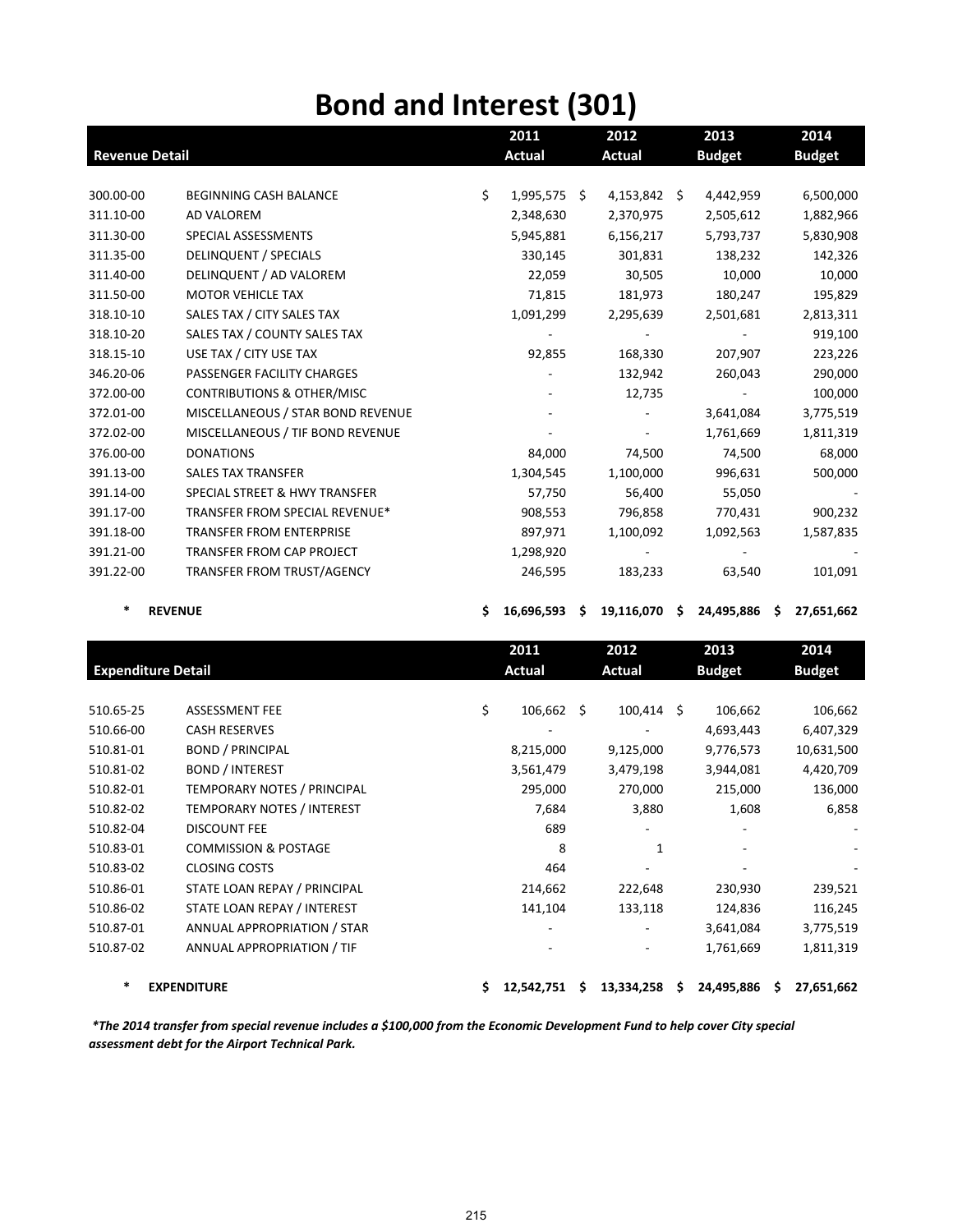# Bond and Interest (301)

| Revenue Detail | | 2011 Actual | 2012 Actual | 2013 Budget | 2014 Budget |
|---|---|---|---|---|---|
| 300.00-00 | BEGINNING CASH BALANCE | $ 1,995,575 | $ 4,153,842 | $ 4,442,959 | 6,500,000 |
| 311.10-00 | AD VALOREM | 2,348,630 | 2,370,975 | 2,505,612 | 1,882,966 |
| 311.30-00 | SPECIAL ASSESSMENTS | 5,945,881 | 6,156,217 | 5,793,737 | 5,830,908 |
| 311.35-00 | DELINQUENT / SPECIALS | 330,145 | 301,831 | 138,232 | 142,326 |
| 311.40-00 | DELINQUENT / AD VALOREM | 22,059 | 30,505 | 10,000 | 10,000 |
| 311.50-00 | MOTOR VEHICLE TAX | 71,815 | 181,973 | 180,247 | 195,829 |
| 318.10-10 | SALES TAX / CITY SALES TAX | 1,091,299 | 2,295,639 | 2,501,681 | 2,813,311 |
| 318.10-20 | SALES TAX / COUNTY SALES TAX | - | - | - | 919,100 |
| 318.15-10 | USE TAX / CITY USE TAX | 92,855 | 168,330 | 207,907 | 223,226 |
| 346.20-06 | PASSENGER FACILITY CHARGES | - | 132,942 | 260,043 | 290,000 |
| 372.00-00 | CONTRIBUTIONS & OTHER/MISC | - | 12,735 | - | 100,000 |
| 372.01-00 | MISCELLANEOUS / STAR BOND REVENUE | - | - | 3,641,084 | 3,775,519 |
| 372.02-00 | MISCELLANEOUS / TIF BOND REVENUE | - | - | 1,761,669 | 1,811,319 |
| 376.00-00 | DONATIONS | 84,000 | 74,500 | 74,500 | 68,000 |
| 391.13-00 | SALES TAX TRANSFER | 1,304,545 | 1,100,000 | 996,631 | 500,000 |
| 391.14-00 | SPECIAL STREET & HWY TRANSFER | 57,750 | 56,400 | 55,050 | - |
| 391.17-00 | TRANSFER FROM SPECIAL REVENUE* | 908,553 | 796,858 | 770,431 | 900,232 |
| 391.18-00 | TRANSFER FROM ENTERPRISE | 897,971 | 1,100,092 | 1,092,563 | 1,587,835 |
| 391.21-00 | TRANSFER FROM CAP PROJECT | 1,298,920 | - | - | - |
| 391.22-00 | TRANSFER FROM TRUST/AGENCY | 246,595 | 183,233 | 63,540 | 101,091 |
| * | **REVENUE** | **$ 16,696,593** | **$ 19,116,070** | **$ 24,495,886** | **$ 27,651,662** |

| Expenditure Detail | | 2011 Actual | 2012 Actual | 2013 Budget | 2014 Budget |
|---|---|---|---|---|---|
| 510.65-25 | ASSESSMENT FEE | $ 106,662 | $ 100,414 | $ 106,662 | 106,662 |
| 510.66-00 | CASH RESERVES | - | - | 4,693,443 | 6,407,329 |
| 510.81-01 | BOND / PRINCIPAL | 8,215,000 | 9,125,000 | 9,776,573 | 10,631,500 |
| 510.81-02 | BOND / INTEREST | 3,561,479 | 3,479,198 | 3,944,081 | 4,420,709 |
| 510.82-01 | TEMPORARY NOTES / PRINCIPAL | 295,000 | 270,000 | 215,000 | 136,000 |
| 510.82-02 | TEMPORARY NOTES / INTEREST | 7,684 | 3,880 | 1,608 | 6,858 |
| 510.82-04 | DISCOUNT FEE | 689 | - | - | - |
| 510.83-01 | COMMISSION & POSTAGE | 8 | 1 | - | - |
| 510.83-02 | CLOSING COSTS | 464 | - | - | - |
| 510.86-01 | STATE LOAN REPAY / PRINCIPAL | 214,662 | 222,648 | 230,930 | 239,521 |
| 510.86-02 | STATE LOAN REPAY / INTEREST | 141,104 | 133,118 | 124,836 | 116,245 |
| 510.87-01 | ANNUAL APPROPRIATION / STAR | - | - | 3,641,084 | 3,775,519 |
| 510.87-02 | ANNUAL APPROPRIATION / TIF | - | - | 1,761,669 | 1,811,319 |
| * | **EXPENDITURE** | **$ 12,542,751** | **$ 13,334,258** | **$ 24,495,886** | **$ 27,651,662** |

***The 2014 transfer from special revenue includes a $100,000 from the Economic Development Fund to help cover City special assessment debt for the Airport Technical Park.***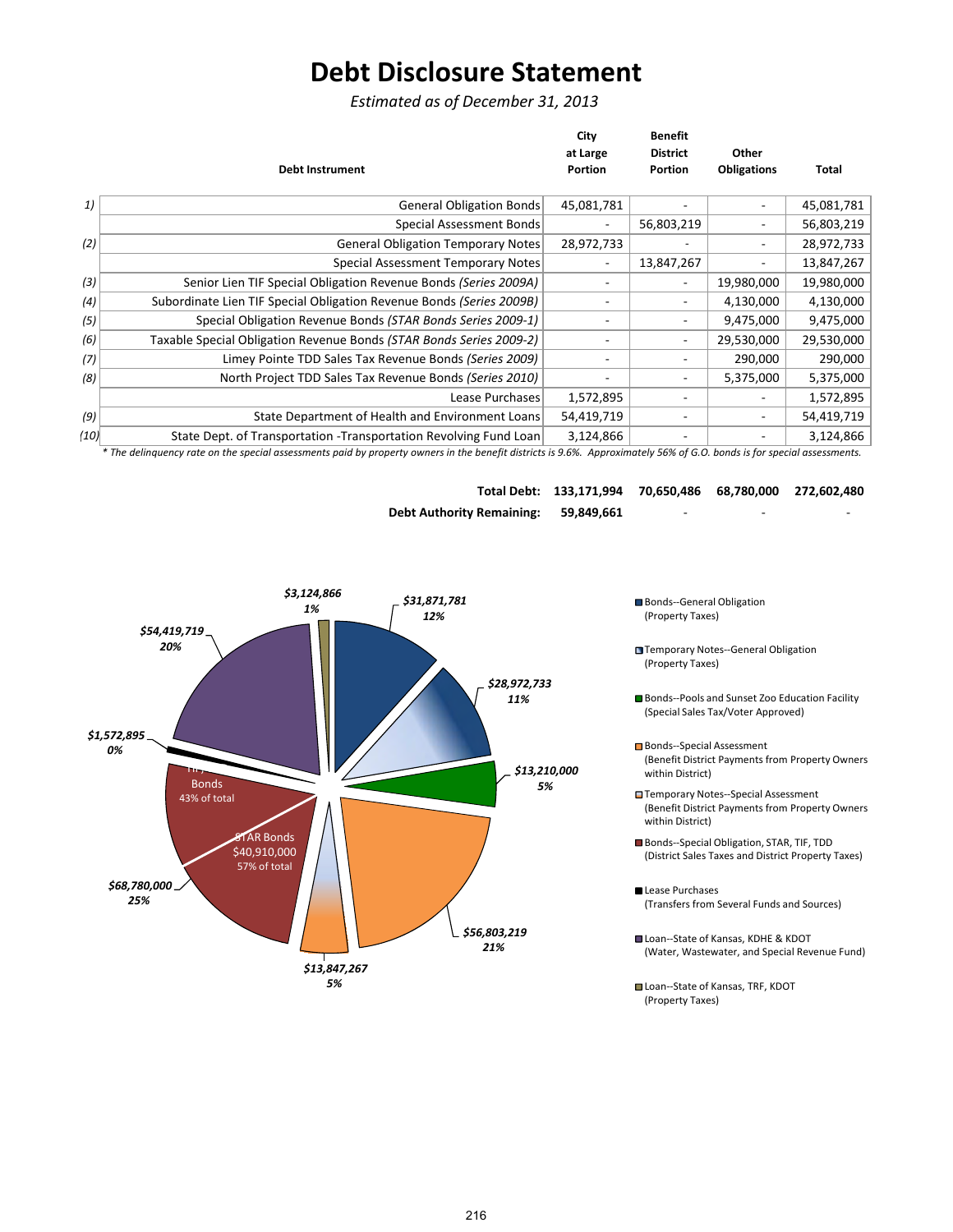# Debt Disclosure Statement

*Estimated as of December 31, 2013*

| | Debt Instrument | City at Large Portion | Benefit District Portion | Other Obligations | Total |
|---|---|---|---|---|---|
| 1) | General Obligation Bonds | 45,081,781 | - | - | 45,081,781 |
| | Special Assessment Bonds | - | 56,803,219 | - | 56,803,219 |
| (2) | General Obligation Temporary Notes | 28,972,733 | - | - | 28,972,733 |
| | Special Assessment Temporary Notes | - | 13,847,267 | - | 13,847,267 |
| (3) | Senior Lien TIF Special Obligation Revenue Bonds *(Series 2009A)* | - | - | 19,980,000 | 19,980,000 |
| (4) | Subordinate Lien TIF Special Obligation Revenue Bonds *(Series 2009B)* | - | - | 4,130,000 | 4,130,000 |
| (5) | Special Obligation Revenue Bonds *(STAR Bonds Series 2009-1)* | - | - | 9,475,000 | 9,475,000 |
| (6) | Taxable Special Obligation Revenue Bonds *(STAR Bonds Series 2009-2)* | - | - | 29,530,000 | 29,530,000 |
| (7) | Limey Pointe TDD Sales Tax Revenue Bonds *(Series 2009)* | - | - | 290,000 | 290,000 |
| (8) | North Project TDD Sales Tax Revenue Bonds *(Series 2010)* | - | - | 5,375,000 | 5,375,000 |
| | Lease Purchases | 1,572,895 | - | - | 1,572,895 |
| (9) | State Department of Health and Environment Loans | 54,419,719 | - | - | 54,419,719 |
| (10) | State Dept. of Transportation -Transportation Revolving Fund Loan | 3,124,866 | - | - | 3,124,866 |
| | **Total Debt:** | **133,171,994** | **70,650,486** | **68,780,000** | **272,602,480** |
| | **Debt Authority Remaining:** | **59,849,661** | - | - | - |

*\* The delinquency rate on the special assessments paid by property owners in the benefit districts is 9.6%. Approximately 56% of G.O. bonds is for special assessments.*

| Category | Amount | Share |
|---|---|---|
| Bonds--General Obligation (Property Taxes) | $31,871,781 | 12% |
| Temporary Notes--General Obligation (Property Taxes) | $28,972,733 | 11% |
| Bonds--Pools and Sunset Zoo Education Facility (Special Sales Tax/Voter Approved) | $13,210,000 | 5% |
| Bonds--Special Assessment (Benefit District Payments from Property Owners within District) | $56,803,219 | 21% |
| Temporary Notes--Special Assessment (Benefit District Payments from Property Owners within District) | $13,847,267 | 5% |
| Bonds--Special Obligation, STAR, TIF, TDD (District Sales Taxes and District Property Taxes) | $68,780,000 | 25% |
| Lease Purchases (Transfers from Several Funds and Sources) | $1,572,895 | 0% |
| Loan--State of Kansas, KDHE & KDOT (Water, Wastewater, and Special Revenue Fund) | $54,419,719 | 20% |
| Loan--State of Kansas, TRF, KDOT (Property Taxes) | $3,124,866 | 1% |

TIF/TDD Bonds: 43% of total; STAR Bonds: $40,910,000, 57% of total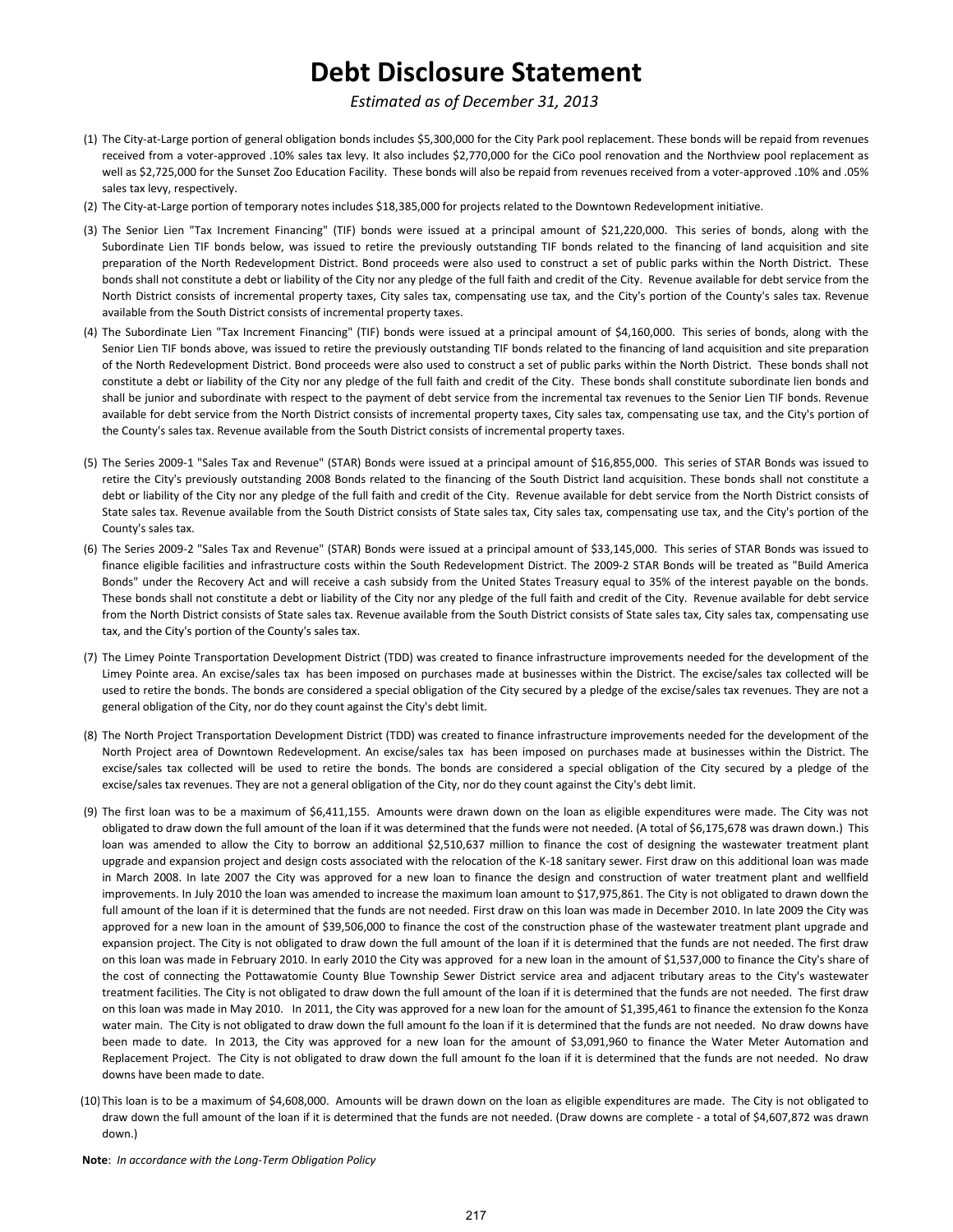# Debt Disclosure Statement

*Estimated as of December 31, 2013*

(1) The City-at-Large portion of general obligation bonds includes $5,300,000 for the City Park pool replacement. These bonds will be repaid from revenues received from a voter-approved .10% sales tax levy. It also includes $2,770,000 for the CiCo pool renovation and the Northview pool replacement as well as $2,725,000 for the Sunset Zoo Education Facility. These bonds will also be repaid from revenues received from a voter-approved .10% and .05% sales tax levy, respectively.

(2) The City-at-Large portion of temporary notes includes $18,385,000 for projects related to the Downtown Redevelopment initiative.

(3) The Senior Lien "Tax Increment Financing" (TIF) bonds were issued at a principal amount of $21,220,000. This series of bonds, along with the Subordinate Lien TIF bonds below, was issued to retire the previously outstanding TIF bonds related to the financing of land acquisition and site preparation of the North Redevelopment District. Bond proceeds were also used to construct a set of public parks within the North District. These bonds shall not constitute a debt or liability of the City nor any pledge of the full faith and credit of the City. Revenue available for debt service from the North District consists of incremental property taxes, City sales tax, compensating use tax, and the City's portion of the County's sales tax. Revenue available from the South District consists of incremental property taxes.

(4) The Subordinate Lien "Tax Increment Financing" (TIF) bonds were issued at a principal amount of $4,160,000. This series of bonds, along with the Senior Lien TIF bonds above, was issued to retire the previously outstanding TIF bonds related to the financing of land acquisition and site preparation of the North Redevelopment District. Bond proceeds were also used to construct a set of public parks within the North District. These bonds shall not constitute a debt or liability of the City nor any pledge of the full faith and credit of the City. These bonds shall constitute subordinate lien bonds and shall be junior and subordinate with respect to the payment of debt service from the incremental tax revenues to the Senior Lien TIF bonds. Revenue available for debt service from the North District consists of incremental property taxes, City sales tax, compensating use tax, and the City's portion of the County's sales tax. Revenue available from the South District consists of incremental property taxes.

(5) The Series 2009-1 "Sales Tax and Revenue" (STAR) Bonds were issued at a principal amount of $16,855,000. This series of STAR Bonds was issued to retire the City's previously outstanding 2008 Bonds related to the financing of the South District land acquisition. These bonds shall not constitute a debt or liability of the City nor any pledge of the full faith and credit of the City. Revenue available for debt service from the North District consists of State sales tax. Revenue available from the South District consists of State sales tax, City sales tax, compensating use tax, and the City's portion of the County's sales tax.

(6) The Series 2009-2 "Sales Tax and Revenue" (STAR) Bonds were issued at a principal amount of $33,145,000. This series of STAR Bonds was issued to finance eligible facilities and infrastructure costs within the South Redevelopment District. The 2009-2 STAR Bonds will be treated as "Build America Bonds" under the Recovery Act and will receive a cash subsidy from the United States Treasury equal to 35% of the interest payable on the bonds. These bonds shall not constitute a debt or liability of the City nor any pledge of the full faith and credit of the City. Revenue available for debt service from the North District consists of State sales tax. Revenue available from the South District consists of State sales tax, City sales tax, compensating use tax, and the City's portion of the County's sales tax.

(7) The Limey Pointe Transportation Development District (TDD) was created to finance infrastructure improvements needed for the development of the Limey Pointe area. An excise/sales tax has been imposed on purchases made at businesses within the District. The excise/sales tax collected will be used to retire the bonds. The bonds are considered a special obligation of the City secured by a pledge of the excise/sales tax revenues. They are not a general obligation of the City, nor do they count against the City's debt limit.

(8) The North Project Transportation Development District (TDD) was created to finance infrastructure improvements needed for the development of the North Project area of Downtown Redevelopment. An excise/sales tax has been imposed on purchases made at businesses within the District. The excise/sales tax collected will be used to retire the bonds. The bonds are considered a special obligation of the City secured by a pledge of the excise/sales tax revenues. They are not a general obligation of the City, nor do they count against the City's debt limit.

(9) The first loan was to be a maximum of $6,411,155. Amounts were drawn down on the loan as eligible expenditures were made. The City was not obligated to draw down the full amount of the loan if it was determined that the funds were not needed. (A total of $6,175,678 was drawn down.) This loan was amended to allow the City to borrow an additional $2,510,637 million to finance the cost of designing the wastewater treatment plant upgrade and expansion project and design costs associated with the relocation of the K-18 sanitary sewer. First draw on this additional loan was made in March 2008. In late 2007 the City was approved for a new loan to finance the design and construction of water treatment plant and wellfield improvements. In July 2010 the loan was amended to increase the maximum loan amount to $17,975,861. The City is not obligated to drawn down the full amount of the loan if it is determined that the funds are not needed. First draw on this loan was made in December 2010. In late 2009 the City was approved for a new loan in the amount of $39,506,000 to finance the cost of the construction phase of the wastewater treatment plant upgrade and expansion project. The City is not obligated to draw down the full amount of the loan if it is determined that the funds are not needed. The first draw on this loan was made in February 2010. In early 2010 the City was approved for a new loan in the amount of $1,537,000 to finance the City's share of the cost of connecting the Pottawatomie County Blue Township Sewer District service area and adjacent tributary areas to the City's wastewater treatment facilities. The City is not obligated to draw down the full amount of the loan if it is determined that the funds are not needed. The first draw on this loan was made in May 2010. In 2011, the City was approved for a new loan for the amount of $1,395,461 to finance the extension fo the Konza water main. The City is not obligated to draw down the full amount fo the loan if it is determined that the funds are not needed. No draw downs have been made to date. In 2013, the City was approved for a new loan for the amount of $3,091,960 to finance the Water Meter Automation and Replacement Project. The City is not obligated to draw down the full amount fo the loan if it is determined that the funds are not needed. No draw downs have been made to date.

(10) This loan is to be a maximum of $4,608,000. Amounts will be drawn down on the loan as eligible expenditures are made. The City is not obligated to draw down the full amount of the loan if it is determined that the funds are not needed. (Draw downs are complete - a total of $4,607,872 was drawn down.)

**Note**: *In accordance with the Long-Term Obligation Policy*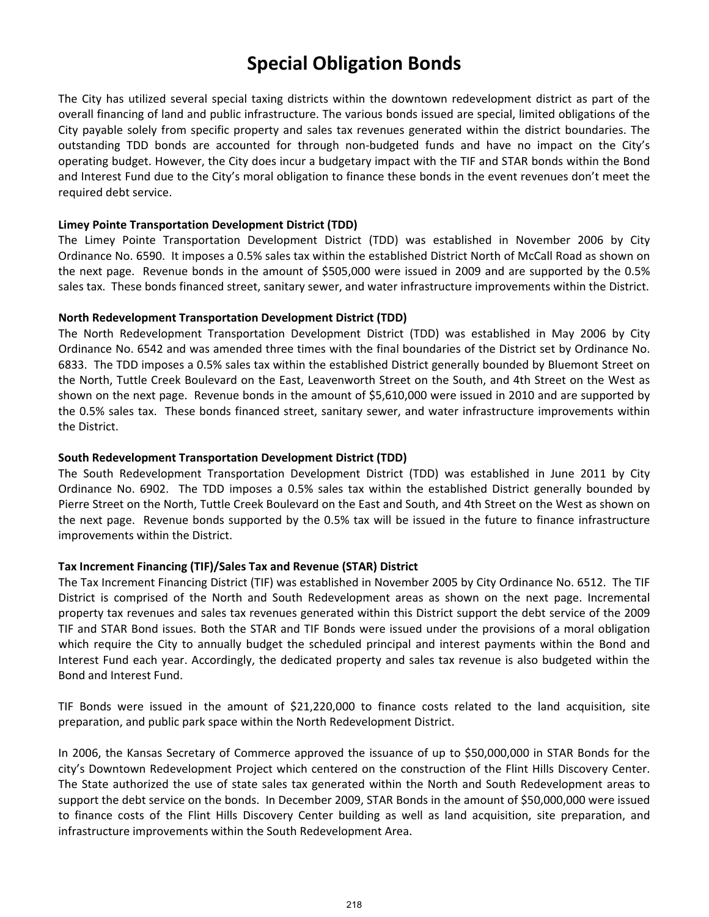# Special Obligation Bonds

The City has utilized several special taxing districts within the downtown redevelopment district as part of the overall financing of land and public infrastructure. The various bonds issued are special, limited obligations of the City payable solely from specific property and sales tax revenues generated within the district boundaries. The outstanding TDD bonds are accounted for through non-budgeted funds and have no impact on the City's operating budget. However, the City does incur a budgetary impact with the TIF and STAR bonds within the Bond and Interest Fund due to the City's moral obligation to finance these bonds in the event revenues don't meet the required debt service.

**Limey Pointe Transportation Development District (TDD)**

The Limey Pointe Transportation Development District (TDD) was established in November 2006 by City Ordinance No. 6590. It imposes a 0.5% sales tax within the established District North of McCall Road as shown on the next page. Revenue bonds in the amount of $505,000 were issued in 2009 and are supported by the 0.5% sales tax. These bonds financed street, sanitary sewer, and water infrastructure improvements within the District.

**North Redevelopment Transportation Development District (TDD)**

The North Redevelopment Transportation Development District (TDD) was established in May 2006 by City Ordinance No. 6542 and was amended three times with the final boundaries of the District set by Ordinance No. 6833. The TDD imposes a 0.5% sales tax within the established District generally bounded by Bluemont Street on the North, Tuttle Creek Boulevard on the East, Leavenworth Street on the South, and 4th Street on the West as shown on the next page. Revenue bonds in the amount of $5,610,000 were issued in 2010 and are supported by the 0.5% sales tax. These bonds financed street, sanitary sewer, and water infrastructure improvements within the District.

**South Redevelopment Transportation Development District (TDD)**

The South Redevelopment Transportation Development District (TDD) was established in June 2011 by City Ordinance No. 6902. The TDD imposes a 0.5% sales tax within the established District generally bounded by Pierre Street on the North, Tuttle Creek Boulevard on the East and South, and 4th Street on the West as shown on the next page. Revenue bonds supported by the 0.5% tax will be issued in the future to finance infrastructure improvements within the District.

**Tax Increment Financing (TIF)/Sales Tax and Revenue (STAR) District**

The Tax Increment Financing District (TIF) was established in November 2005 by City Ordinance No. 6512. The TIF District is comprised of the North and South Redevelopment areas as shown on the next page. Incremental property tax revenues and sales tax revenues generated within this District support the debt service of the 2009 TIF and STAR Bond issues. Both the STAR and TIF Bonds were issued under the provisions of a moral obligation which require the City to annually budget the scheduled principal and interest payments within the Bond and Interest Fund each year. Accordingly, the dedicated property and sales tax revenue is also budgeted within the Bond and Interest Fund.

TIF Bonds were issued in the amount of $21,220,000 to finance costs related to the land acquisition, site preparation, and public park space within the North Redevelopment District.

In 2006, the Kansas Secretary of Commerce approved the issuance of up to $50,000,000 in STAR Bonds for the city's Downtown Redevelopment Project which centered on the construction of the Flint Hills Discovery Center. The State authorized the use of state sales tax generated within the North and South Redevelopment areas to support the debt service on the bonds. In December 2009, STAR Bonds in the amount of $50,000,000 were issued to finance costs of the Flint Hills Discovery Center building as well as land acquisition, site preparation, and infrastructure improvements within the South Redevelopment Area.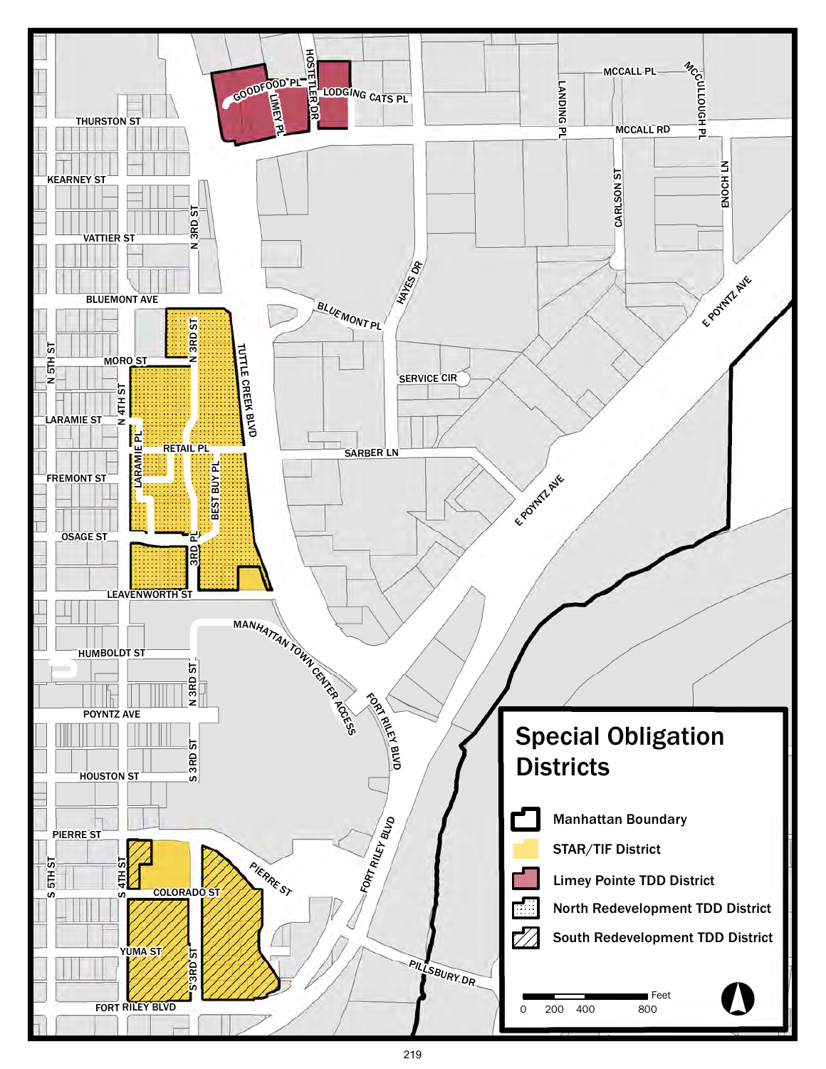# Special Obligation Districts

- Manhattan Boundary
- STAR/TIF District
- Limey Pointe TDD District
- North Redevelopment TDD District
- South Redevelopment TDD District

Feet: 0, 200, 400, 800

GOODFOOD PL, LIMEY PL, HOSTETLER DR, LODGING CATS PL, MCCALL PL, MCCULLOUGH PL, LANDING PL, MCCALL RD, THURSTON ST, KEARNEY ST, VATTIER ST, N 3RD ST, CARLSON ST, ENOCH LN, HAYES DR, BLUEMONT AVE, BLUEMONT PL, E POYNTZ AVE, MORO ST, N 5TH ST, N 4TH ST, TUTTLE CREEK BLVD, SERVICE CIR, LARAMIE ST, LARAMIE PL, RETAIL PL, SARBER LN, FREMONT ST, BEST BUY PL, OSAGE ST, 3RD PL, LEAVENWORTH ST, MANHATTAN TOWN CENTER ACCESS, HUMBOLDT ST, FORT RILEY BLVD, POYNTZ AVE, S 3RD ST, HOUSTON ST, PIERRE ST, S 5TH ST, S 4TH ST, COLORADO ST, YUMA ST, PILLSBURY DR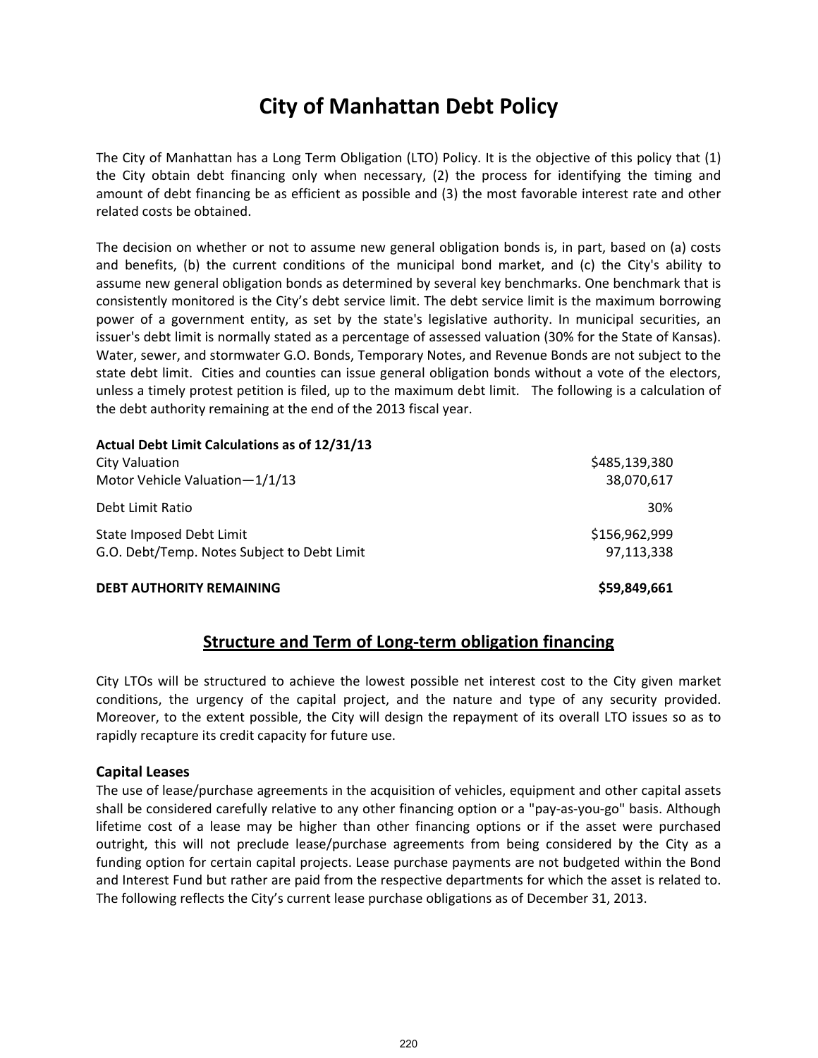# City of Manhattan Debt Policy

The City of Manhattan has a Long Term Obligation (LTO) Policy. It is the objective of this policy that (1) the City obtain debt financing only when necessary, (2) the process for identifying the timing and amount of debt financing be as efficient as possible and (3) the most favorable interest rate and other related costs be obtained.

The decision on whether or not to assume new general obligation bonds is, in part, based on (a) costs and benefits, (b) the current conditions of the municipal bond market, and (c) the City's ability to assume new general obligation bonds as determined by several key benchmarks. One benchmark that is consistently monitored is the City's debt service limit. The debt service limit is the maximum borrowing power of a government entity, as set by the state's legislative authority. In municipal securities, an issuer's debt limit is normally stated as a percentage of assessed valuation (30% for the State of Kansas). Water, sewer, and stormwater G.O. Bonds, Temporary Notes, and Revenue Bonds are not subject to the state debt limit. Cities and counties can issue general obligation bonds without a vote of the electors, unless a timely protest petition is filed, up to the maximum debt limit. The following is a calculation of the debt authority remaining at the end of the 2013 fiscal year.

| **Actual Debt Limit Calculations as of 12/31/13** | |
|---|---|
| City Valuation | $485,139,380 |
| Motor Vehicle Valuation—1/1/13 | 38,070,617 |
| Debt Limit Ratio | 30% |
| State Imposed Debt Limit | $156,962,999 |
| G.O. Debt/Temp. Notes Subject to Debt Limit | 97,113,338 |
| **DEBT AUTHORITY REMAINING** | **$59,849,661** |

## Structure and Term of Long-term obligation financing

City LTOs will be structured to achieve the lowest possible net interest cost to the City given market conditions, the urgency of the capital project, and the nature and type of any security provided. Moreover, to the extent possible, the City will design the repayment of its overall LTO issues so as to rapidly recapture its credit capacity for future use.

### Capital Leases

The use of lease/purchase agreements in the acquisition of vehicles, equipment and other capital assets shall be considered carefully relative to any other financing option or a "pay-as-you-go" basis. Although lifetime cost of a lease may be higher than other financing options or if the asset were purchased outright, this will not preclude lease/purchase agreements from being considered by the City as a funding option for certain capital projects. Lease purchase payments are not budgeted within the Bond and Interest Fund but rather are paid from the respective departments for which the asset is related to. The following reflects the City's current lease purchase obligations as of December 31, 2013.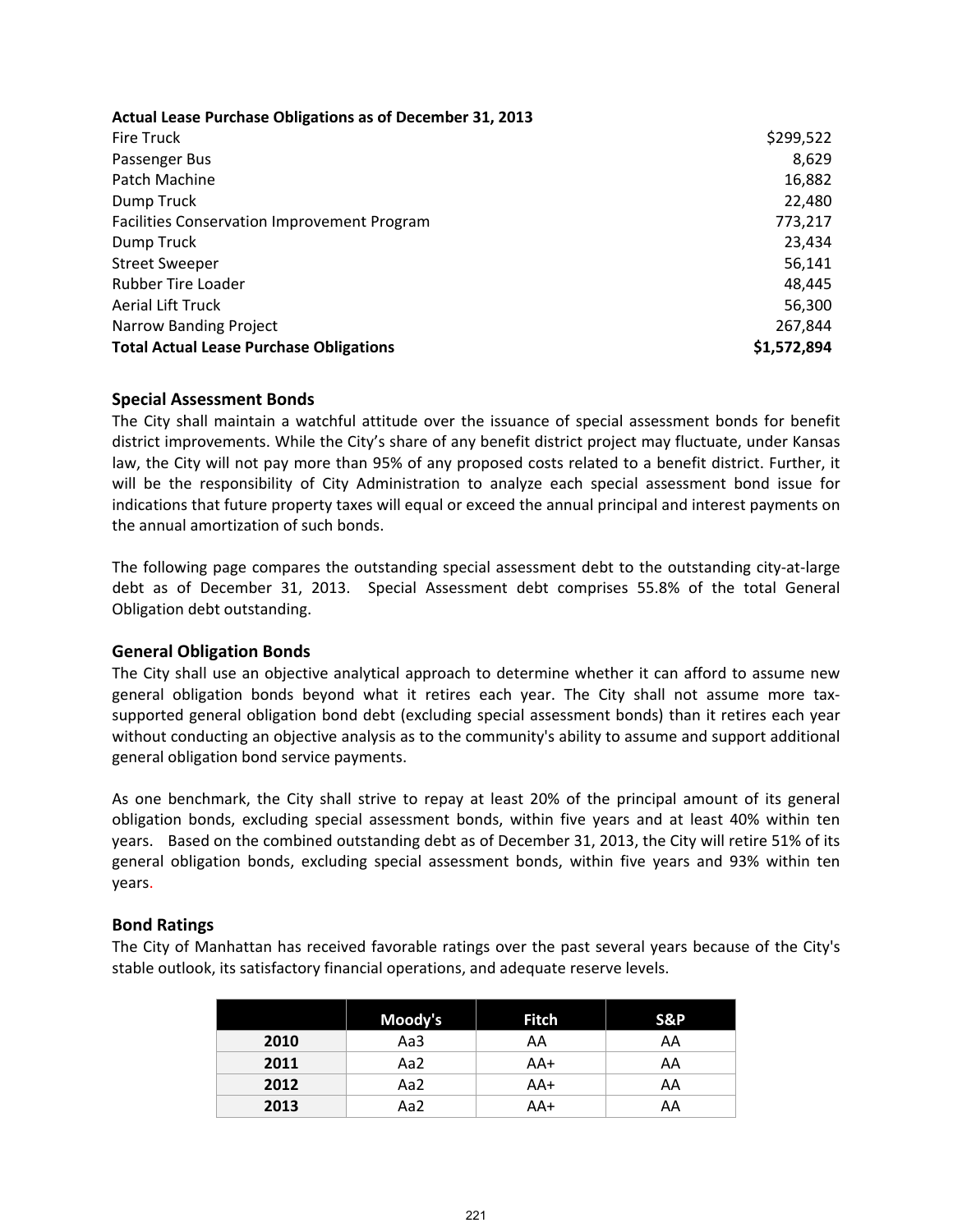**Actual Lease Purchase Obligations as of December 31, 2013**

| | |
|---|---:|
| Fire Truck | $299,522 |
| Passenger Bus | 8,629 |
| Patch Machine | 16,882 |
| Dump Truck | 22,480 |
| Facilities Conservation Improvement Program | 773,217 |
| Dump Truck | 23,434 |
| Street Sweeper | 56,141 |
| Rubber Tire Loader | 48,445 |
| Aerial Lift Truck | 56,300 |
| Narrow Banding Project | 267,844 |
| **Total Actual Lease Purchase Obligations** | **$1,572,894** |

## Special Assessment Bonds

The City shall maintain a watchful attitude over the issuance of special assessment bonds for benefit district improvements. While the City's share of any benefit district project may fluctuate, under Kansas law, the City will not pay more than 95% of any proposed costs related to a benefit district. Further, it will be the responsibility of City Administration to analyze each special assessment bond issue for indications that future property taxes will equal or exceed the annual principal and interest payments on the annual amortization of such bonds.

The following page compares the outstanding special assessment debt to the outstanding city-at-large debt as of December 31, 2013. Special Assessment debt comprises 55.8% of the total General Obligation debt outstanding.

## General Obligation Bonds

The City shall use an objective analytical approach to determine whether it can afford to assume new general obligation bonds beyond what it retires each year. The City shall not assume more tax-supported general obligation bond debt (excluding special assessment bonds) than it retires each year without conducting an objective analysis as to the community's ability to assume and support additional general obligation bond service payments.

As one benchmark, the City shall strive to repay at least 20% of the principal amount of its general obligation bonds, excluding special assessment bonds, within five years and at least 40% within ten years. Based on the combined outstanding debt as of December 31, 2013, the City will retire 51% of its general obligation bonds, excluding special assessment bonds, within five years and 93% within ten years.

## Bond Ratings

The City of Manhattan has received favorable ratings over the past several years because of the City's stable outlook, its satisfactory financial operations, and adequate reserve levels.

| | Moody's | Fitch | S&P |
|---|---|---|---|
| **2010** | Aa3 | AA | AA |
| **2011** | Aa2 | AA+ | AA |
| **2012** | Aa2 | AA+ | AA |
| **2013** | Aa2 | AA+ | AA |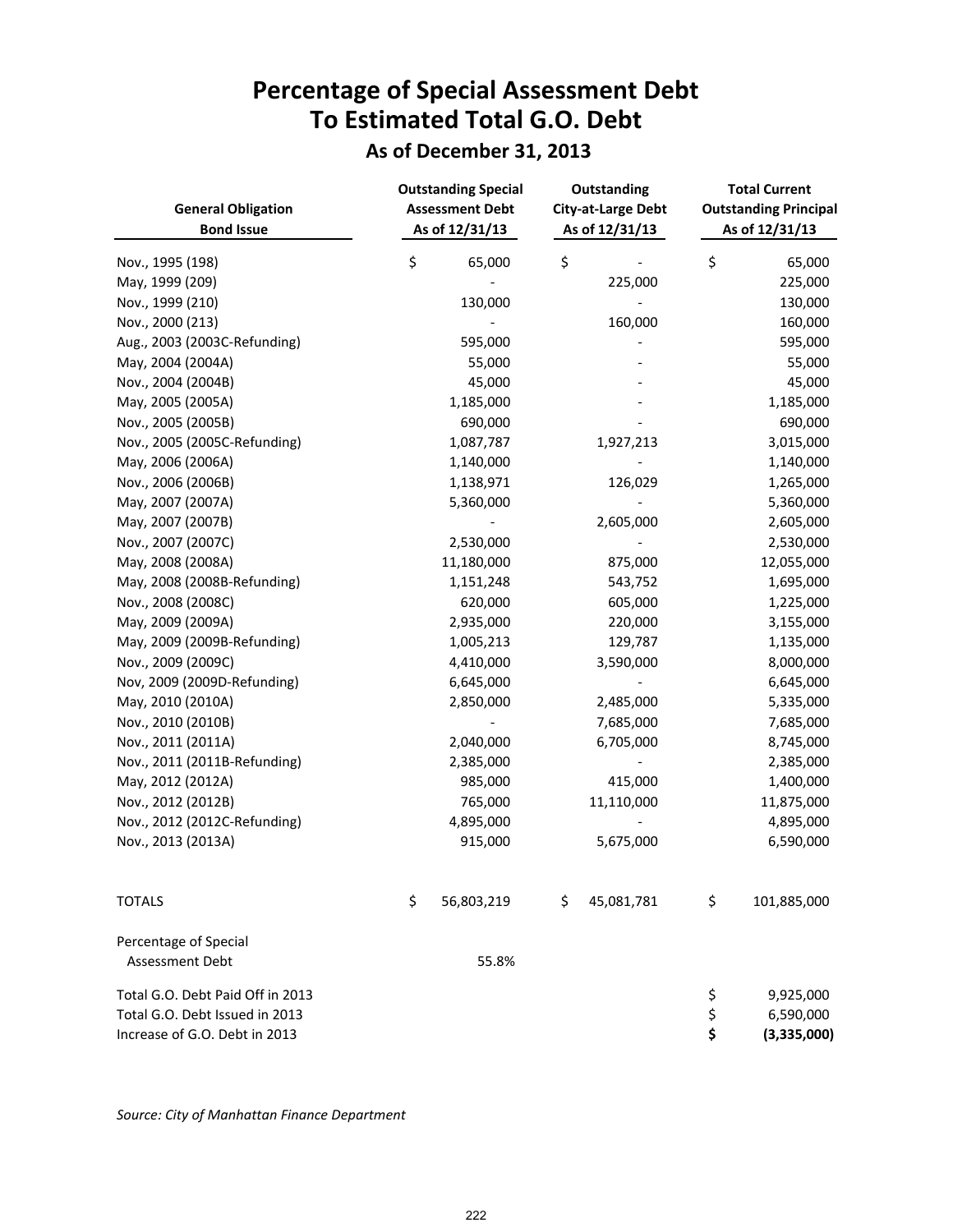# Percentage of Special Assessment Debt To Estimated Total G.O. Debt

## As of December 31, 2013

| General Obligation Bond Issue | Outstanding Special Assessment Debt As of 12/31/13 | Outstanding City-at-Large Debt As of 12/31/13 | Total Current Outstanding Principal As of 12/31/13 |
|---|---|---|---|
| Nov., 1995 (198) | $ 65,000 | $ - | $ 65,000 |
| May, 1999 (209) | - | 225,000 | 225,000 |
| Nov., 1999 (210) | 130,000 | - | 130,000 |
| Nov., 2000 (213) | - | 160,000 | 160,000 |
| Aug., 2003 (2003C-Refunding) | 595,000 | - | 595,000 |
| May, 2004 (2004A) | 55,000 | - | 55,000 |
| Nov., 2004 (2004B) | 45,000 | - | 45,000 |
| May, 2005 (2005A) | 1,185,000 | - | 1,185,000 |
| Nov., 2005 (2005B) | 690,000 | - | 690,000 |
| Nov., 2005 (2005C-Refunding) | 1,087,787 | 1,927,213 | 3,015,000 |
| May, 2006 (2006A) | 1,140,000 | - | 1,140,000 |
| Nov., 2006 (2006B) | 1,138,971 | 126,029 | 1,265,000 |
| May, 2007 (2007A) | 5,360,000 | - | 5,360,000 |
| May, 2007 (2007B) | - | 2,605,000 | 2,605,000 |
| Nov., 2007 (2007C) | 2,530,000 | - | 2,530,000 |
| May, 2008 (2008A) | 11,180,000 | 875,000 | 12,055,000 |
| May, 2008 (2008B-Refunding) | 1,151,248 | 543,752 | 1,695,000 |
| Nov., 2008 (2008C) | 620,000 | 605,000 | 1,225,000 |
| May, 2009 (2009A) | 2,935,000 | 220,000 | 3,155,000 |
| May, 2009 (2009B-Refunding) | 1,005,213 | 129,787 | 1,135,000 |
| Nov., 2009 (2009C) | 4,410,000 | 3,590,000 | 8,000,000 |
| Nov, 2009 (2009D-Refunding) | 6,645,000 | - | 6,645,000 |
| May, 2010 (2010A) | 2,850,000 | 2,485,000 | 5,335,000 |
| Nov., 2010 (2010B) | - | 7,685,000 | 7,685,000 |
| Nov., 2011 (2011A) | 2,040,000 | 6,705,000 | 8,745,000 |
| Nov., 2011 (2011B-Refunding) | 2,385,000 | - | 2,385,000 |
| May, 2012 (2012A) | 985,000 | 415,000 | 1,400,000 |
| Nov., 2012 (2012B) | 765,000 | 11,110,000 | 11,875,000 |
| Nov., 2012 (2012C-Refunding) | 4,895,000 | - | 4,895,000 |
| Nov., 2013 (2013A) | 915,000 | 5,675,000 | 6,590,000 |
| TOTALS | $ 56,803,219 | $ 45,081,781 | $ 101,885,000 |
| Percentage of Special Assessment Debt | 55.8% | | |
| Total G.O. Debt Paid Off in 2013 | | | $ 9,925,000 |
| Total G.O. Debt Issued in 2013 | | | $ 6,590,000 |
| Increase of G.O. Debt in 2013 | | | **$ (3,335,000)** |

*Source: City of Manhattan Finance Department*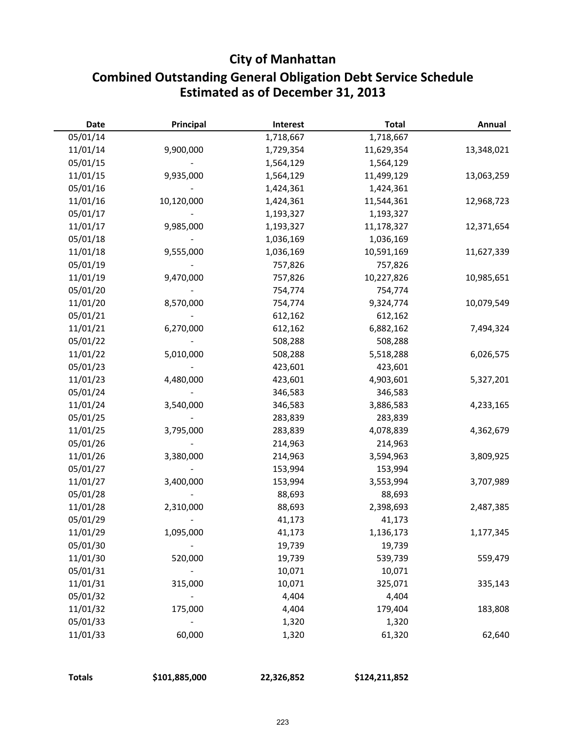# City of Manhattan

## Combined Outstanding General Obligation Debt Service Schedule
## Estimated as of December 31, 2013

| Date | Principal | Interest | Total | Annual |
|---|---|---|---|---|
| 05/01/14 | | 1,718,667 | 1,718,667 | |
| 11/01/14 | 9,900,000 | 1,729,354 | 11,629,354 | 13,348,021 |
| 05/01/15 | - | 1,564,129 | 1,564,129 | |
| 11/01/15 | 9,935,000 | 1,564,129 | 11,499,129 | 13,063,259 |
| 05/01/16 | - | 1,424,361 | 1,424,361 | |
| 11/01/16 | 10,120,000 | 1,424,361 | 11,544,361 | 12,968,723 |
| 05/01/17 | - | 1,193,327 | 1,193,327 | |
| 11/01/17 | 9,985,000 | 1,193,327 | 11,178,327 | 12,371,654 |
| 05/01/18 | - | 1,036,169 | 1,036,169 | |
| 11/01/18 | 9,555,000 | 1,036,169 | 10,591,169 | 11,627,339 |
| 05/01/19 | - | 757,826 | 757,826 | |
| 11/01/19 | 9,470,000 | 757,826 | 10,227,826 | 10,985,651 |
| 05/01/20 | - | 754,774 | 754,774 | |
| 11/01/20 | 8,570,000 | 754,774 | 9,324,774 | 10,079,549 |
| 05/01/21 | - | 612,162 | 612,162 | |
| 11/01/21 | 6,270,000 | 612,162 | 6,882,162 | 7,494,324 |
| 05/01/22 | - | 508,288 | 508,288 | |
| 11/01/22 | 5,010,000 | 508,288 | 5,518,288 | 6,026,575 |
| 05/01/23 | - | 423,601 | 423,601 | |
| 11/01/23 | 4,480,000 | 423,601 | 4,903,601 | 5,327,201 |
| 05/01/24 | - | 346,583 | 346,583 | |
| 11/01/24 | 3,540,000 | 346,583 | 3,886,583 | 4,233,165 |
| 05/01/25 | - | 283,839 | 283,839 | |
| 11/01/25 | 3,795,000 | 283,839 | 4,078,839 | 4,362,679 |
| 05/01/26 | - | 214,963 | 214,963 | |
| 11/01/26 | 3,380,000 | 214,963 | 3,594,963 | 3,809,925 |
| 05/01/27 | - | 153,994 | 153,994 | |
| 11/01/27 | 3,400,000 | 153,994 | 3,553,994 | 3,707,989 |
| 05/01/28 | - | 88,693 | 88,693 | |
| 11/01/28 | 2,310,000 | 88,693 | 2,398,693 | 2,487,385 |
| 05/01/29 | - | 41,173 | 41,173 | |
| 11/01/29 | 1,095,000 | 41,173 | 1,136,173 | 1,177,345 |
| 05/01/30 | - | 19,739 | 19,739 | |
| 11/01/30 | 520,000 | 19,739 | 539,739 | 559,479 |
| 05/01/31 | - | 10,071 | 10,071 | |
| 11/01/31 | 315,000 | 10,071 | 325,071 | 335,143 |
| 05/01/32 | - | 4,404 | 4,404 | |
| 11/01/32 | 175,000 | 4,404 | 179,404 | 183,808 |
| 05/01/33 | - | 1,320 | 1,320 | |
| 11/01/33 | 60,000 | 1,320 | 61,320 | 62,640 |
| **Totals** | **$101,885,000** | **22,326,852** | **$124,211,852** | |